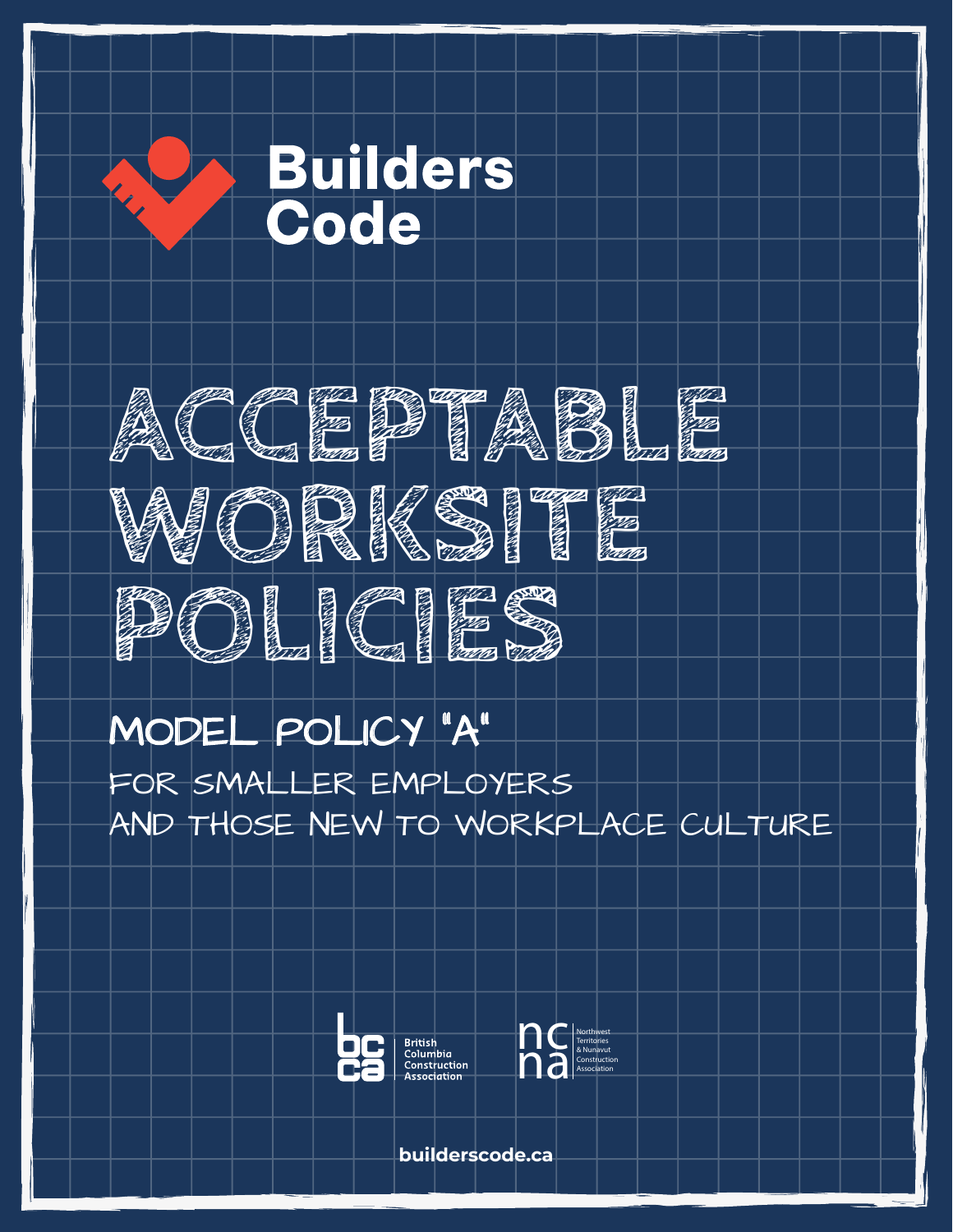# Builders Code

# ACCEPTABLE WORKSITE POLICIES

## MODEL POLICY "A"

FOR SMALLER EMPLOYERS AND THOSE NEW TO WORKPLACE CULTURE

British Columbia Construction Association

Northwest Territories & Nunavut Construction Association

builderscode.ca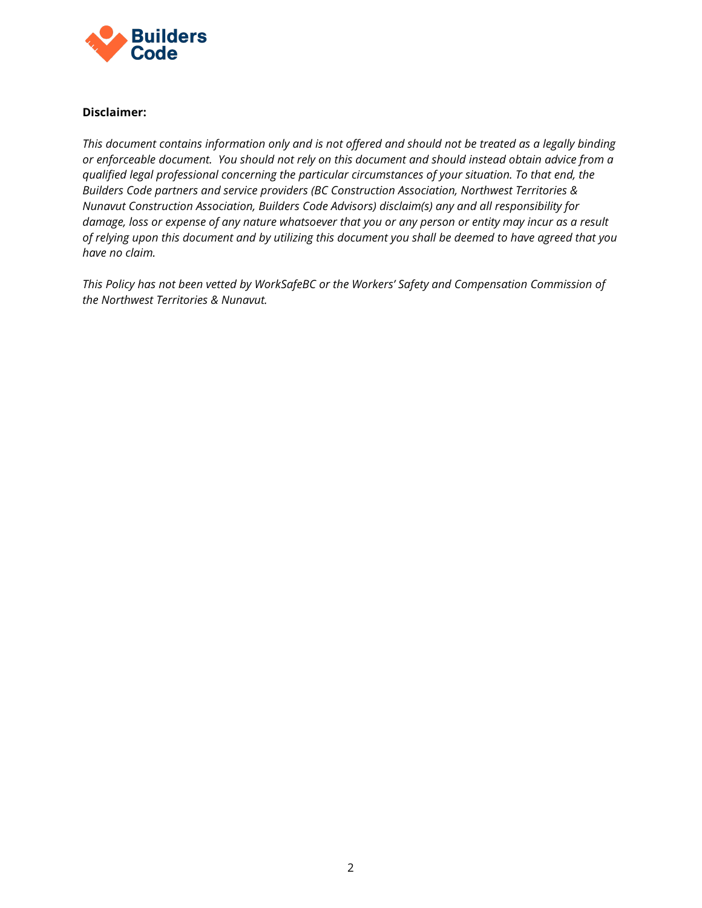**Disclaimer:**

*This document contains information only and is not offered and should not be treated as a legally binding or enforceable document. You should not rely on this document and should instead obtain advice from a qualified legal professional concerning the particular circumstances of your situation. To that end, the Builders Code partners and service providers (BC Construction Association, Northwest Territories & Nunavut Construction Association, Builders Code Advisors) disclaim(s) any and all responsibility for damage, loss or expense of any nature whatsoever that you or any person or entity may incur as a result of relying upon this document and by utilizing this document you shall be deemed to have agreed that you have no claim.*

*This Policy has not been vetted by WorkSafeBC or the Workers' Safety and Compensation Commission of the Northwest Territories & Nunavut.*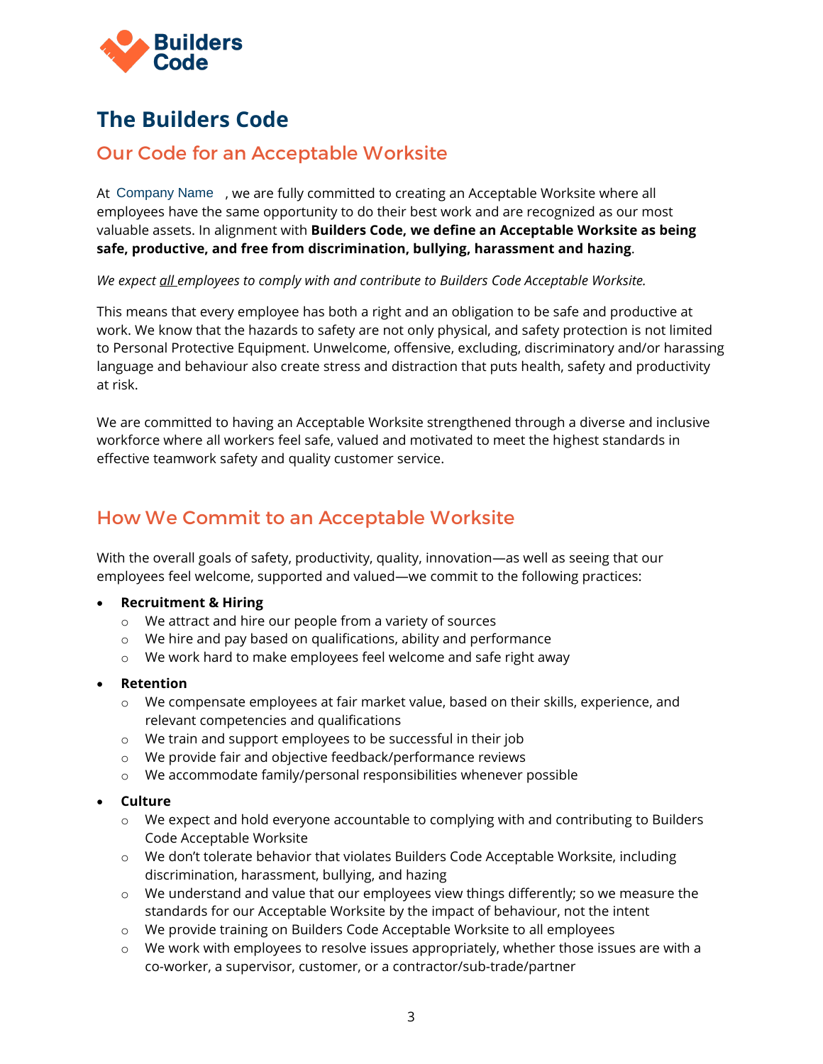# The Builders Code

## Our Code for an Acceptable Worksite

At Company Name , we are fully committed to creating an Acceptable Worksite where all employees have the same opportunity to do their best work and are recognized as our most valuable assets. In alignment with **Builders Code, we define an Acceptable Worksite as being safe, productive, and free from discrimination, bullying, harassment and hazing**.

*We expect all employees to comply with and contribute to Builders Code Acceptable Worksite.*

This means that every employee has both a right and an obligation to be safe and productive at work. We know that the hazards to safety are not only physical, and safety protection is not limited to Personal Protective Equipment. Unwelcome, offensive, excluding, discriminatory and/or harassing language and behaviour also create stress and distraction that puts health, safety and productivity at risk.

We are committed to having an Acceptable Worksite strengthened through a diverse and inclusive workforce where all workers feel safe, valued and motivated to meet the highest standards in effective teamwork safety and quality customer service.

## How We Commit to an Acceptable Worksite

With the overall goals of safety, productivity, quality, innovation—as well as seeing that our employees feel welcome, supported and valued—we commit to the following practices:

- **Recruitment & Hiring**
  - We attract and hire our people from a variety of sources
  - We hire and pay based on qualifications, ability and performance
  - We work hard to make employees feel welcome and safe right away
- **Retention**
  - We compensate employees at fair market value, based on their skills, experience, and relevant competencies and qualifications
  - We train and support employees to be successful in their job
  - We provide fair and objective feedback/performance reviews
  - We accommodate family/personal responsibilities whenever possible
- **Culture**
  - We expect and hold everyone accountable to complying with and contributing to Builders Code Acceptable Worksite
  - We don't tolerate behavior that violates Builders Code Acceptable Worksite, including discrimination, harassment, bullying, and hazing
  - We understand and value that our employees view things differently; so we measure the standards for our Acceptable Worksite by the impact of behaviour, not the intent
  - We provide training on Builders Code Acceptable Worksite to all employees
  - We work with employees to resolve issues appropriately, whether those issues are with a co-worker, a supervisor, customer, or a contractor/sub-trade/partner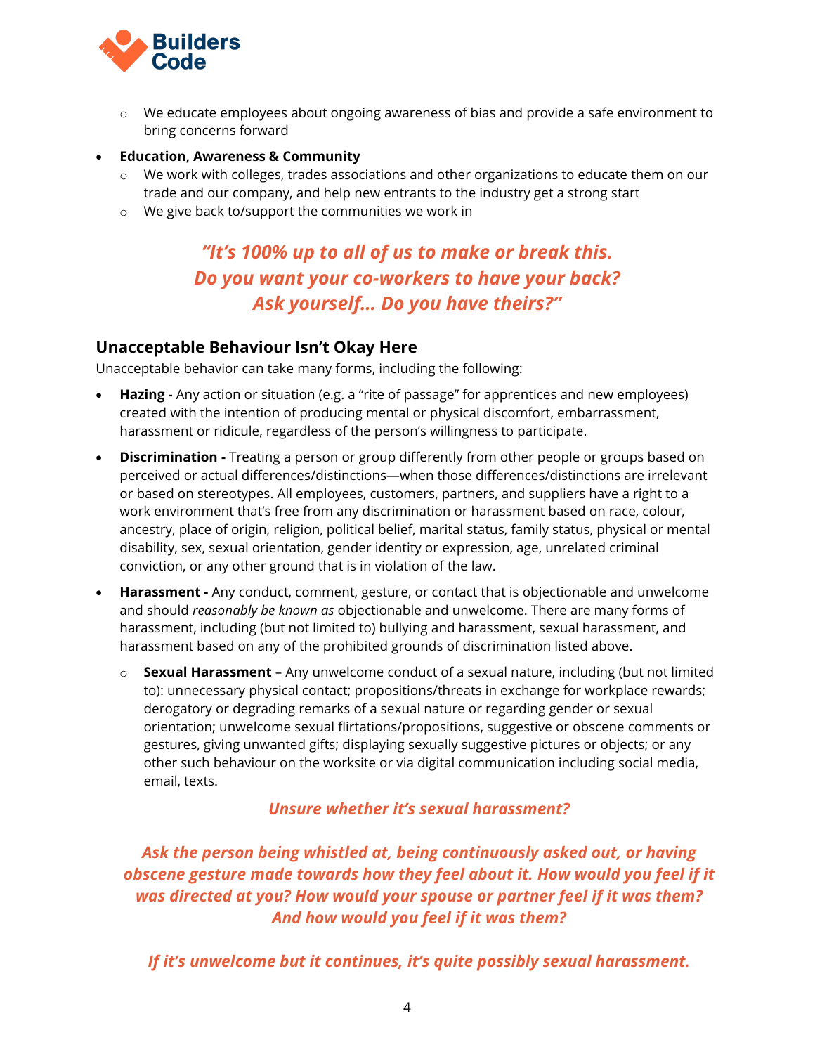- We educate employees about ongoing awareness of bias and provide a safe environment to bring concerns forward

- **Education, Awareness & Community**
  - We work with colleges, trades associations and other organizations to educate them on our trade and our company, and help new entrants to the industry get a strong start
  - We give back to/support the communities we work in

***"It's 100% up to all of us to make or break this. Do you want your co-workers to have your back? Ask yourself… Do you have theirs?"***

## Unacceptable Behaviour Isn't Okay Here

Unacceptable behavior can take many forms, including the following:

- **Hazing -** Any action or situation (e.g. a "rite of passage" for apprentices and new employees) created with the intention of producing mental or physical discomfort, embarrassment, harassment or ridicule, regardless of the person's willingness to participate.
- **Discrimination -** Treating a person or group differently from other people or groups based on perceived or actual differences/distinctions—when those differences/distinctions are irrelevant or based on stereotypes. All employees, customers, partners, and suppliers have a right to a work environment that's free from any discrimination or harassment based on race, colour, ancestry, place of origin, religion, political belief, marital status, family status, physical or mental disability, sex, sexual orientation, gender identity or expression, age, unrelated criminal conviction, or any other ground that is in violation of the law.
- **Harassment -** Any conduct, comment, gesture, or contact that is objectionable and unwelcome and should *reasonably be known as* objectionable and unwelcome. There are many forms of harassment, including (but not limited to) bullying and harassment, sexual harassment, and harassment based on any of the prohibited grounds of discrimination listed above.
  - **Sexual Harassment** – Any unwelcome conduct of a sexual nature, including (but not limited to): unnecessary physical contact; propositions/threats in exchange for workplace rewards; derogatory or degrading remarks of a sexual nature or regarding gender or sexual orientation; unwelcome sexual flirtations/propositions, suggestive or obscene comments or gestures, giving unwanted gifts; displaying sexually suggestive pictures or objects; or any other such behaviour on the worksite or via digital communication including social media, email, texts.

***Unsure whether it's sexual harassment?***

***Ask the person being whistled at, being continuously asked out, or having obscene gesture made towards how they feel about it. How would you feel if it was directed at you? How would your spouse or partner feel if it was them? And how would you feel if it was them?***

***If it's unwelcome but it continues, it's quite possibly sexual harassment.***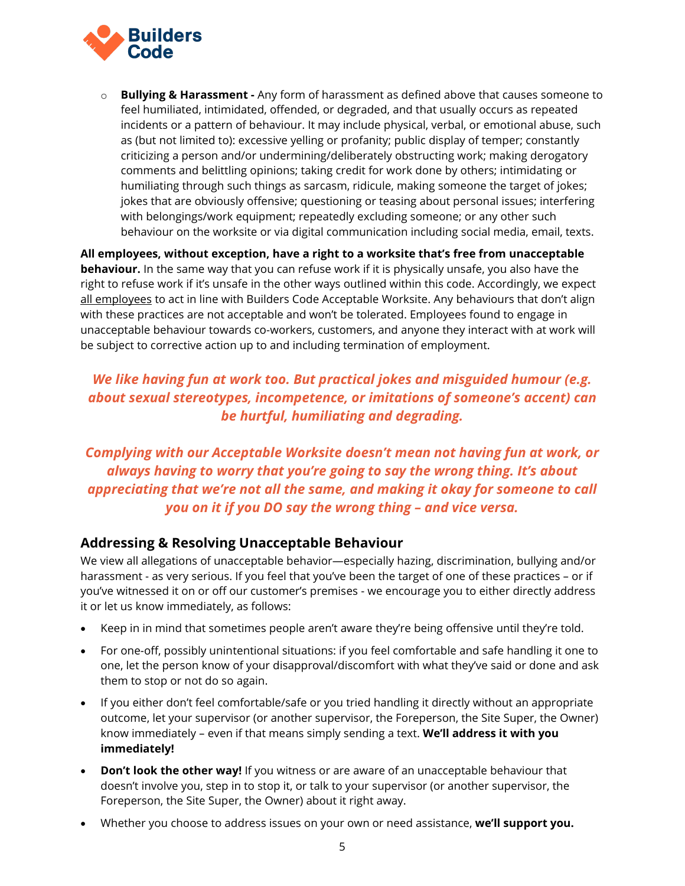- **Bullying & Harassment -** Any form of harassment as defined above that causes someone to feel humiliated, intimidated, offended, or degraded, and that usually occurs as repeated incidents or a pattern of behaviour. It may include physical, verbal, or emotional abuse, such as (but not limited to): excessive yelling or profanity; public display of temper; constantly criticizing a person and/or undermining/deliberately obstructing work; making derogatory comments and belittling opinions; taking credit for work done by others; intimidating or humiliating through such things as sarcasm, ridicule, making someone the target of jokes; jokes that are obviously offensive; questioning or teasing about personal issues; interfering with belongings/work equipment; repeatedly excluding someone; or any other such behaviour on the worksite or via digital communication including social media, email, texts.

**All employees, without exception, have a right to a worksite that's free from unacceptable behaviour.** In the same way that you can refuse work if it is physically unsafe, you also have the right to refuse work if it's unsafe in the other ways outlined within this code. Accordingly, we expect all employees to act in line with Builders Code Acceptable Worksite. Any behaviours that don't align with these practices are not acceptable and won't be tolerated. Employees found to engage in unacceptable behaviour towards co-workers, customers, and anyone they interact with at work will be subject to corrective action up to and including termination of employment.

***We like having fun at work too. But practical jokes and misguided humour (e.g. about sexual stereotypes, incompetence, or imitations of someone's accent) can be hurtful, humiliating and degrading.***

***Complying with our Acceptable Worksite doesn't mean not having fun at work, or always having to worry that you're going to say the wrong thing. It's about appreciating that we're not all the same, and making it okay for someone to call you on it if you DO say the wrong thing – and vice versa.***

## Addressing & Resolving Unacceptable Behaviour

We view all allegations of unacceptable behavior—especially hazing, discrimination, bullying and/or harassment - as very serious. If you feel that you've been the target of one of these practices – or if you've witnessed it on or off our customer's premises - we encourage you to either directly address it or let us know immediately, as follows:

- Keep in in mind that sometimes people aren't aware they're being offensive until they're told.
- For one-off, possibly unintentional situations: if you feel comfortable and safe handling it one to one, let the person know of your disapproval/discomfort with what they've said or done and ask them to stop or not do so again.
- If you either don't feel comfortable/safe or you tried handling it directly without an appropriate outcome, let your supervisor (or another supervisor, the Foreperson, the Site Super, the Owner) know immediately – even if that means simply sending a text. **We'll address it with you immediately!**
- **Don't look the other way!** If you witness or are aware of an unacceptable behaviour that doesn't involve you, step in to stop it, or talk to your supervisor (or another supervisor, the Foreperson, the Site Super, the Owner) about it right away.
- Whether you choose to address issues on your own or need assistance, **we'll support you.**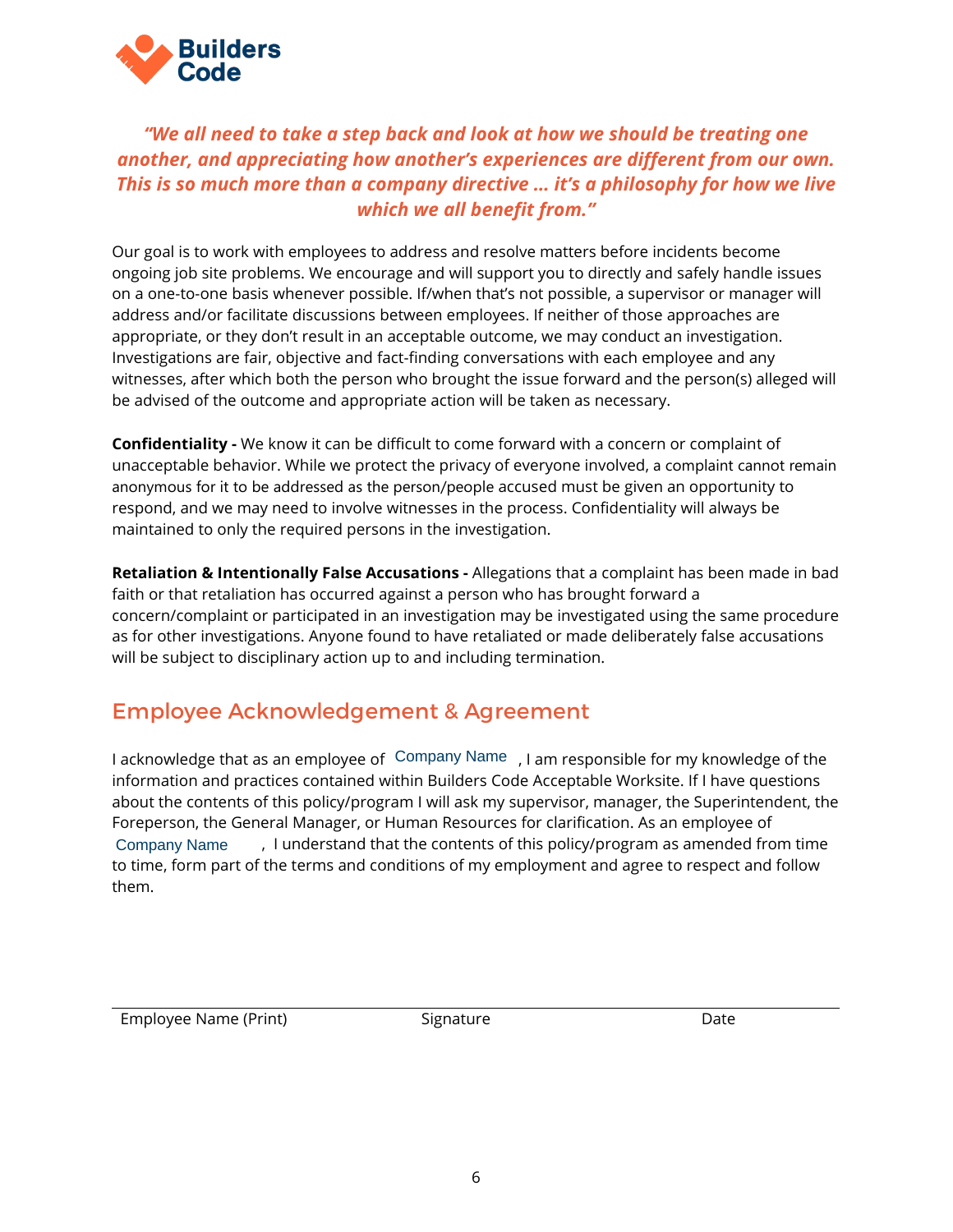Builders Code

***"We all need to take a step back and look at how we should be treating one another, and appreciating how another's experiences are different from our own. This is so much more than a company directive … it's a philosophy for how we live which we all benefit from."***

Our goal is to work with employees to address and resolve matters before incidents become ongoing job site problems. We encourage and will support you to directly and safely handle issues on a one-to-one basis whenever possible. If/when that's not possible, a supervisor or manager will address and/or facilitate discussions between employees. If neither of those approaches are appropriate, or they don't result in an acceptable outcome, we may conduct an investigation. Investigations are fair, objective and fact-finding conversations with each employee and any witnesses, after which both the person who brought the issue forward and the person(s) alleged will be advised of the outcome and appropriate action will be taken as necessary.

**Confidentiality -** We know it can be difficult to come forward with a concern or complaint of unacceptable behavior. While we protect the privacy of everyone involved, a complaint cannot remain anonymous for it to be addressed as the person/people accused must be given an opportunity to respond, and we may need to involve witnesses in the process. Confidentiality will always be maintained to only the required persons in the investigation.

**Retaliation & Intentionally False Accusations -** Allegations that a complaint has been made in bad faith or that retaliation has occurred against a person who has brought forward a concern/complaint or participated in an investigation may be investigated using the same procedure as for other investigations. Anyone found to have retaliated or made deliberately false accusations will be subject to disciplinary action up to and including termination.

## Employee Acknowledgement & Agreement

I acknowledge that as an employee of Company Name , I am responsible for my knowledge of the information and practices contained within Builders Code Acceptable Worksite. If I have questions about the contents of this policy/program I will ask my supervisor, manager, the Superintendent, the Foreperson, the General Manager, or Human Resources for clarification. As an employee of Company Name , I understand that the contents of this policy/program as amended from time to time, form part of the terms and conditions of my employment and agree to respect and follow them.

Employee Name (Print) Signature Date